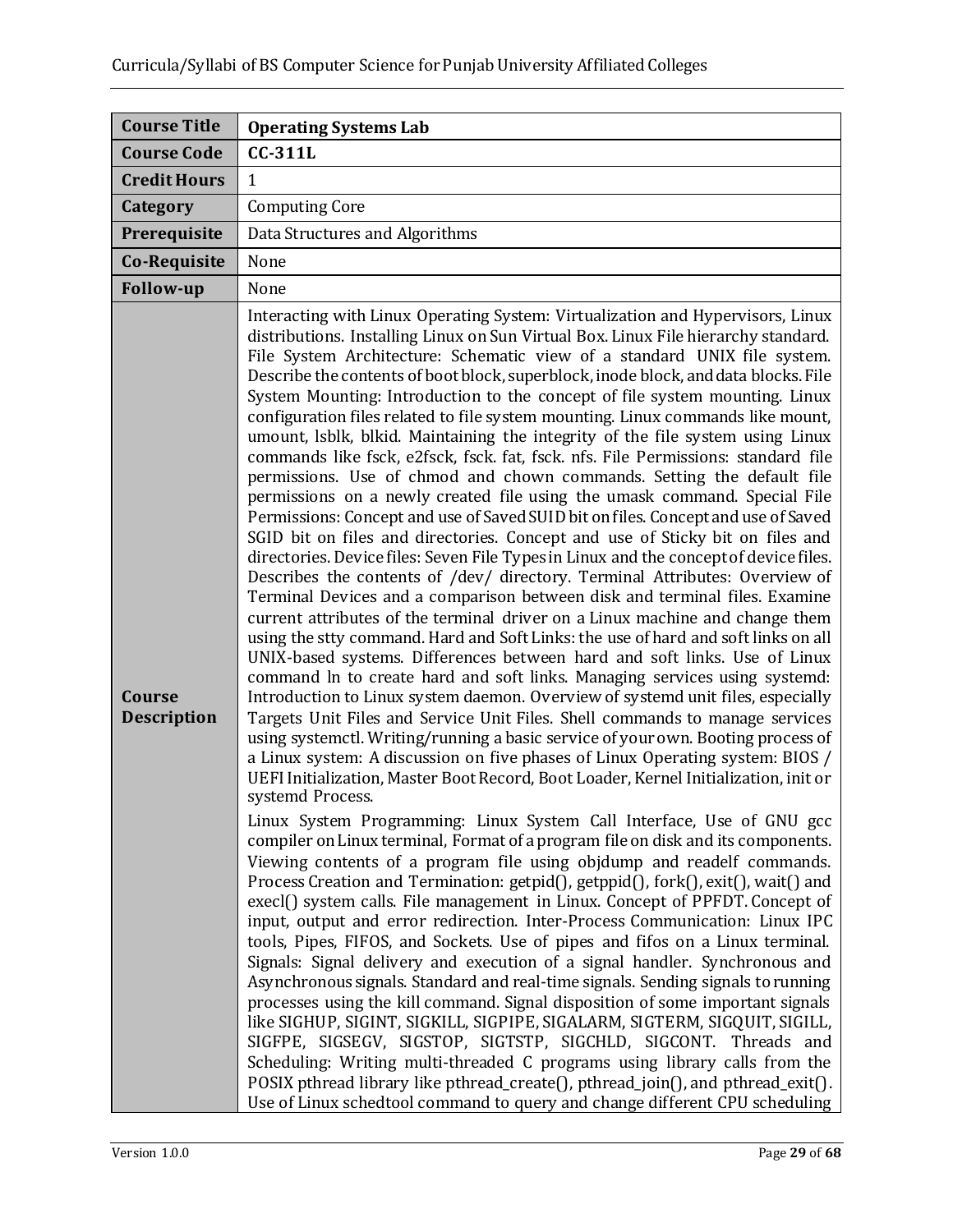| Course Title | Operating Systems Lab |
| --- | --- |
| Course Code | CC-311L |
| Credit Hours | 1 |
| Category | Computing Core |
| Prerequisite | Data Structures and Algorithms |
| Co-Requisite | None |
| Follow-up | None |
| Course Description | Interacting with Linux Operating System: Virtualization and Hypervisors, Linux distributions. Installing Linux on Sun Virtual Box. Linux File hierarchy standard. File System Architecture: Schematic view of a standard UNIX file system. Describe the contents of boot block, superblock, inode block, and data blocks. File System Mounting: Introduction to the concept of file system mounting. Linux configuration files related to file system mounting. Linux commands like mount, umount, lsblk, blkid. Maintaining the integrity of the file system using Linux commands like fsck, e2fsck, fsck. fat, fsck. nfs. File Permissions: standard file permissions. Use of chmod and chown commands. Setting the default file permissions on a newly created file using the umask command. Special File Permissions: Concept and use of Saved SUID bit on files. Concept and use of Saved SGID bit on files and directories. Concept and use of Sticky bit on files and directories. Device files: Seven File Types in Linux and the concept of device files. Describes the contents of /dev/ directory. Terminal Attributes: Overview of Terminal Devices and a comparison between disk and terminal files. Examine current attributes of the terminal driver on a Linux machine and change them using the stty command. Hard and Soft Links: the use of hard and soft links on all UNIX-based systems. Differences between hard and soft links. Use of Linux command ln to create hard and soft links. Managing services using systemd: Introduction to Linux system daemon. Overview of systemd unit files, especially Targets Unit Files and Service Unit Files. Shell commands to manage services using systemctl. Writing/running a basic service of your own. Booting process of a Linux system: A discussion on five phases of Linux Operating system: BIOS / UEFI Initialization, Master Boot Record, Boot Loader, Kernel Initialization, init or systemd Process.<br><br>Linux System Programming: Linux System Call Interface, Use of GNU gcc compiler on Linux terminal, Format of a program file on disk and its components. Viewing contents of a program file using objdump and readelf commands. Process Creation and Termination: getpid(), getppid(), fork(), exit(), wait() and execl() system calls. File management in Linux. Concept of PPFDT. Concept of input, output and error redirection. Inter-Process Communication: Linux IPC tools, Pipes, FIFOS, and Sockets. Use of pipes and fifos on a Linux terminal. Signals: Signal delivery and execution of a signal handler. Synchronous and Asynchronous signals. Standard and real-time signals. Sending signals to running processes using the kill command. Signal disposition of some important signals like SIGHUP, SIGINT, SIGKILL, SIGPIPE, SIGALARM, SIGTERM, SIGQUIT, SIGILL, SIGFPE, SIGSEGV, SIGSTOP, SIGTSTP, SIGCHLD, SIGCONT. Threads and Scheduling: Writing multi-threaded C programs using library calls from the POSIX pthread library like pthread_create(), pthread_join(), and pthread_exit(). Use of Linux schedtool command to query and change different CPU scheduling |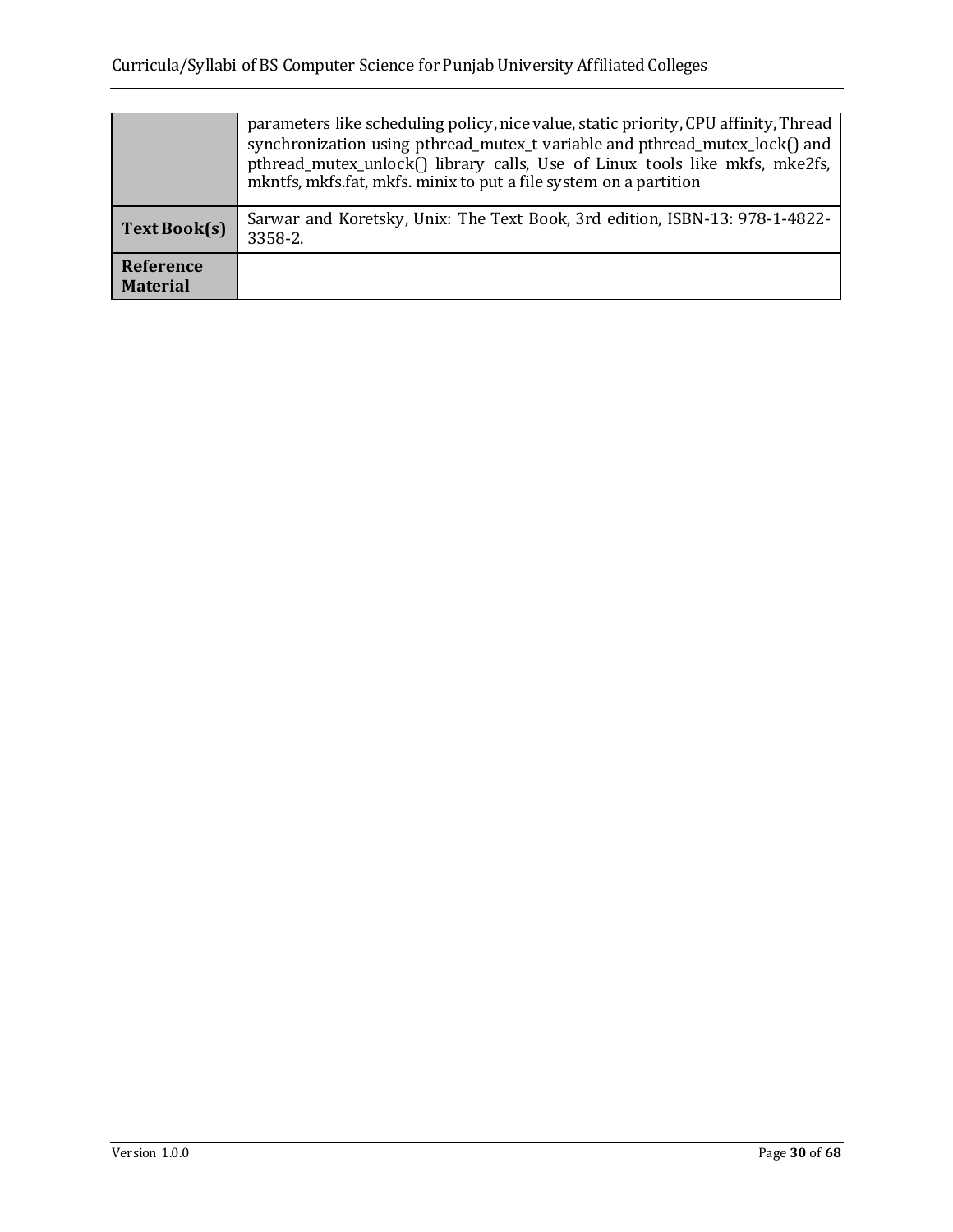| | |
|---|---|
| | parameters like scheduling policy, nice value, static priority, CPU affinity, Thread synchronization using pthread_mutex_t variable and pthread_mutex_lock() and pthread_mutex_unlock() library calls, Use of Linux tools like mkfs, mke2fs, mkntfs, mkfs.fat, mkfs. minix to put a file system on a partition |
| **Text Book(s)** | Sarwar and Koretsky, Unix: The Text Book, 3rd edition, ISBN-13: 978-1-4822-3358-2. |
| **Reference Material** | |